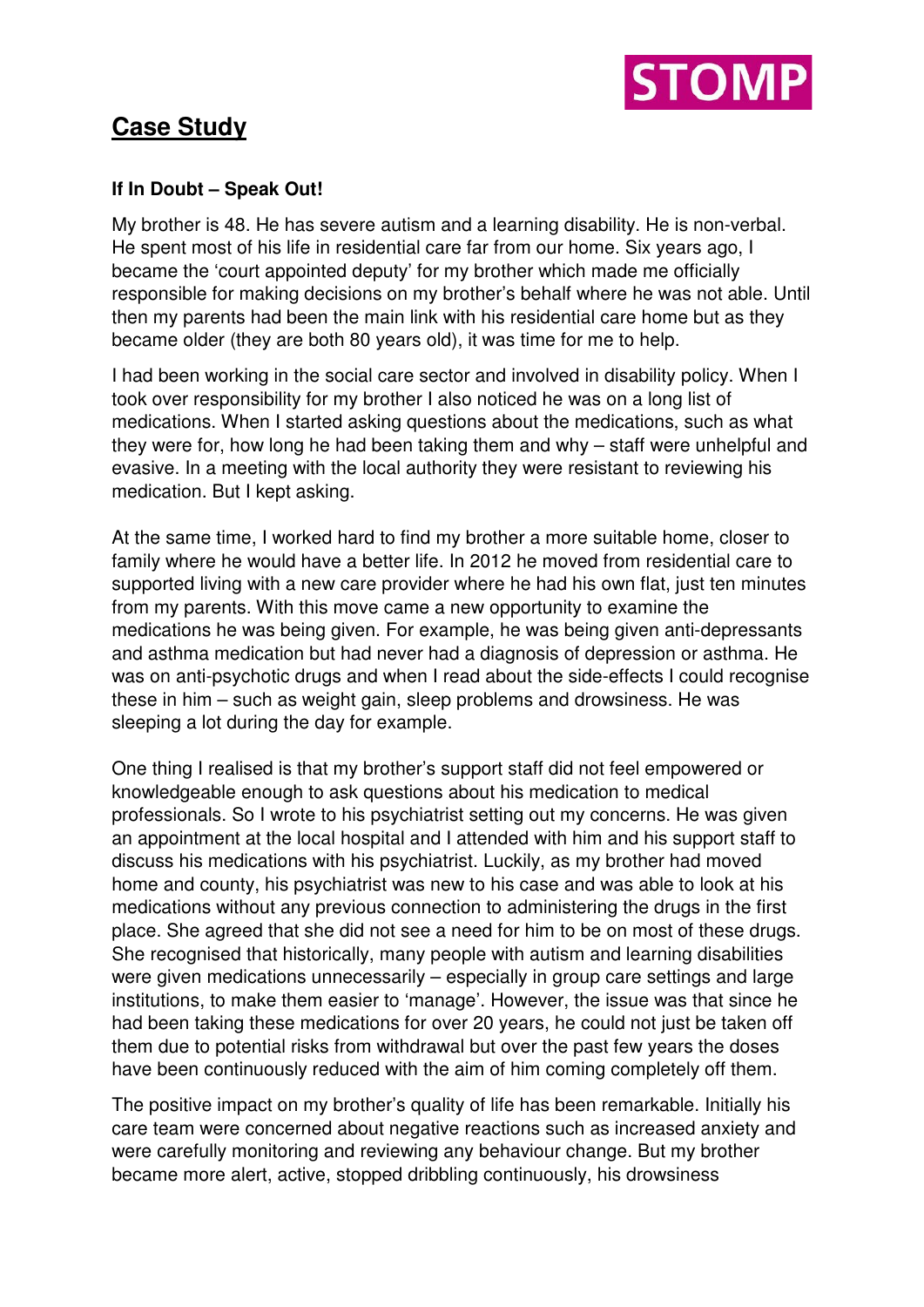STOMP

# Case Study

**If In Doubt – Speak Out!**

My brother is 48. He has severe autism and a learning disability. He is non-verbal. He spent most of his life in residential care far from our home. Six years ago, I became the 'court appointed deputy' for my brother which made me officially responsible for making decisions on my brother's behalf where he was not able. Until then my parents had been the main link with his residential care home but as they became older (they are both 80 years old), it was time for me to help.

I had been working in the social care sector and involved in disability policy. When I took over responsibility for my brother I also noticed he was on a long list of medications. When I started asking questions about the medications, such as what they were for, how long he had been taking them and why – staff were unhelpful and evasive. In a meeting with the local authority they were resistant to reviewing his medication. But I kept asking.

At the same time, I worked hard to find my brother a more suitable home, closer to family where he would have a better life. In 2012 he moved from residential care to supported living with a new care provider where he had his own flat, just ten minutes from my parents. With this move came a new opportunity to examine the medications he was being given. For example, he was being given anti-depressants and asthma medication but had never had a diagnosis of depression or asthma. He was on anti-psychotic drugs and when I read about the side-effects I could recognise these in him – such as weight gain, sleep problems and drowsiness. He was sleeping a lot during the day for example.

One thing I realised is that my brother's support staff did not feel empowered or knowledgeable enough to ask questions about his medication to medical professionals. So I wrote to his psychiatrist setting out my concerns. He was given an appointment at the local hospital and I attended with him and his support staff to discuss his medications with his psychiatrist. Luckily, as my brother had moved home and county, his psychiatrist was new to his case and was able to look at his medications without any previous connection to administering the drugs in the first place. She agreed that she did not see a need for him to be on most of these drugs. She recognised that historically, many people with autism and learning disabilities were given medications unnecessarily – especially in group care settings and large institutions, to make them easier to 'manage'. However, the issue was that since he had been taking these medications for over 20 years, he could not just be taken off them due to potential risks from withdrawal but over the past few years the doses have been continuously reduced with the aim of him coming completely off them.

The positive impact on my brother's quality of life has been remarkable. Initially his care team were concerned about negative reactions such as increased anxiety and were carefully monitoring and reviewing any behaviour change. But my brother became more alert, active, stopped dribbling continuously, his drowsiness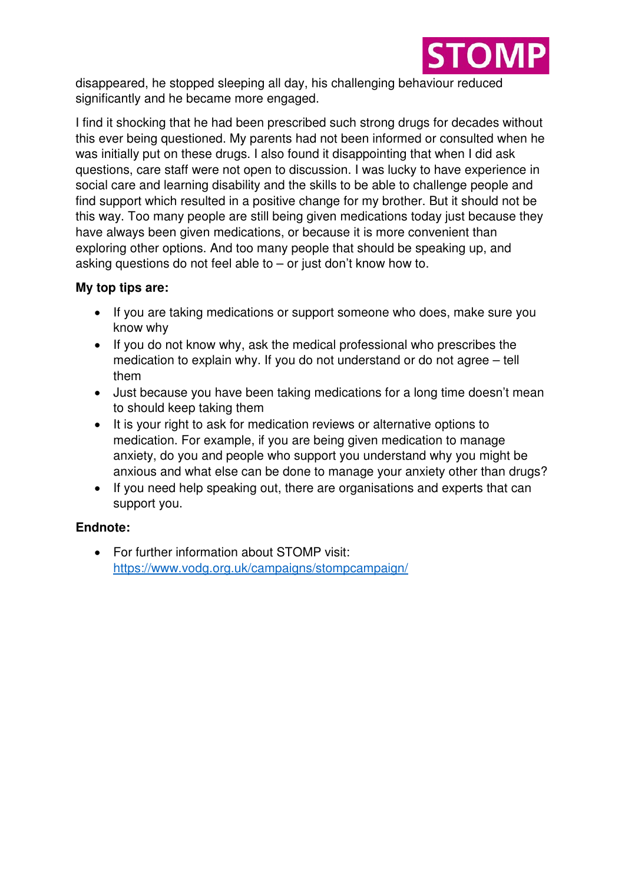disappeared, he stopped sleeping all day, his challenging behaviour reduced significantly and he became more engaged.

I find it shocking that he had been prescribed such strong drugs for decades without this ever being questioned. My parents had not been informed or consulted when he was initially put on these drugs. I also found it disappointing that when I did ask questions, care staff were not open to discussion. I was lucky to have experience in social care and learning disability and the skills to be able to challenge people and find support which resulted in a positive change for my brother. But it should not be this way. Too many people are still being given medications today just because they have always been given medications, or because it is more convenient than exploring other options. And too many people that should be speaking up, and asking questions do not feel able to – or just don't know how to.

**My top tips are:**

- If you are taking medications or support someone who does, make sure you know why
- If you do not know why, ask the medical professional who prescribes the medication to explain why. If you do not understand or do not agree – tell them
- Just because you have been taking medications for a long time doesn't mean to should keep taking them
- It is your right to ask for medication reviews or alternative options to medication. For example, if you are being given medication to manage anxiety, do you and people who support you understand why you might be anxious and what else can be done to manage your anxiety other than drugs?
- If you need help speaking out, there are organisations and experts that can support you.

**Endnote:**

- For further information about STOMP visit: https://www.vodg.org.uk/campaigns/stompcampaign/